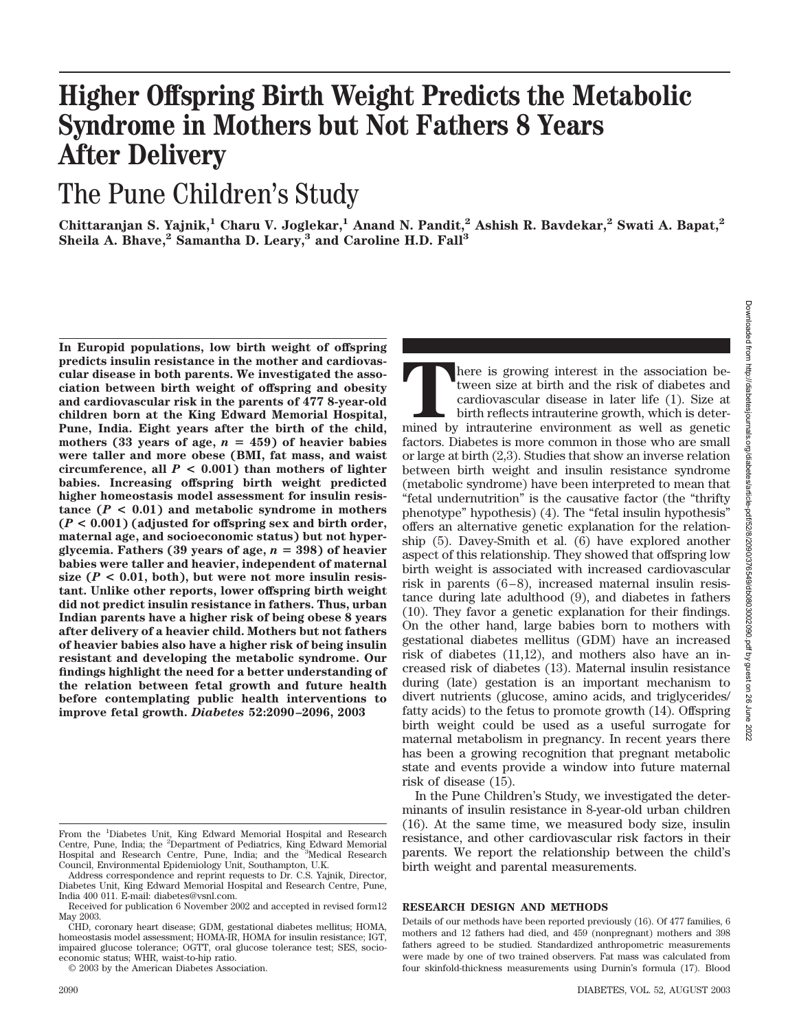# Higher Offspring Birth Weight Predicts the Metabolic Syndrome in Mothers but Not Fathers 8 Years After Delivery

## The Pune Children's Study

**Chittaranjan S. Yajnik,[1] Charu V. Joglekar,[1] Anand N. Pandit,[2] Ashish R. Bavdekar,[2] Swati A. Bapat,[2] Sheila A. Bhave,[2] Samantha D. Leary,[3] and Caroline H.D. Fall[3]**

**In Europid populations, low birth weight of offspring predicts insulin resistance in the mother and cardiovascular disease in both parents. We investigated the association between birth weight of offspring and obesity and cardiovascular risk in the parents of 477 8-year-old children born at the King Edward Memorial Hospital, Pune, India. Eight years after the birth of the child, mothers (33 years of age, $n = 459$) of heavier babies were taller and more obese (BMI, fat mass, and waist circumference, all $P < 0.001$) than mothers of lighter babies. Increasing offspring birth weight predicted higher homeostasis model assessment for insulin resistance ($P < 0.01$) and metabolic syndrome in mothers ($P < 0.001$) (adjusted for offspring sex and birth order, maternal age, and socioeconomic status) but not hyperglycemia. Fathers (39 years of age, $n = 398$) of heavier babies were taller and heavier, independent of maternal size ($P < 0.01$, both), but were not more insulin resistant. Unlike other reports, lower offspring birth weight did not predict insulin resistance in fathers. Thus, urban Indian parents have a higher risk of being obese 8 years after delivery of a heavier child. Mothers but not fathers of heavier babies also have a higher risk of being insulin resistant and developing the metabolic syndrome. Our findings highlight the need for a better understanding of the relation between fetal growth and future health before contemplating public health interventions to improve fetal growth.** ***Diabetes*** **52:2090–2096, 2003**

From the [1]Diabetes Unit, King Edward Memorial Hospital and Research Centre, Pune, India; the [2]Department of Pediatrics, King Edward Memorial Hospital and Research Centre, Pune, India; and the [3]Medical Research Council, Environmental Epidemiology Unit, Southampton, U.K.

Address correspondence and reprint requests to Dr. C.S. Yajnik, Director, Diabetes Unit, King Edward Memorial Hospital and Research Centre, Pune, India 400 011. E-mail: diabetes@vsnl.com.

Received for publication 6 November 2002 and accepted in revised form12 May 2003.

CHD, coronary heart disease; GDM, gestational diabetes mellitus; HOMA, homeostasis model assessment; HOMA-IR, HOMA for insulin resistance; IGT, impaired glucose tolerance; OGTT, oral glucose tolerance test; SES, socioeconomic status; WHR, waist-to-hip ratio.

© 2003 by the American Diabetes Association.

There is growing interest in the association between size at birth and the risk of diabetes and cardiovascular disease in later life (1). Size at birth reflects intrauterine growth, which is determined by intrauterine environment as well as genetic factors. Diabetes is more common in those who are small or large at birth (2,3). Studies that show an inverse relation between birth weight and insulin resistance syndrome (metabolic syndrome) have been interpreted to mean that "fetal undernutrition" is the causative factor (the "thrifty phenotype" hypothesis) (4). The "fetal insulin hypothesis" offers an alternative genetic explanation for the relationship (5). Davey-Smith et al. (6) have explored another aspect of this relationship. They showed that offspring low birth weight is associated with increased cardiovascular risk in parents (6–8), increased maternal insulin resistance during late adulthood (9), and diabetes in fathers (10). They favor a genetic explanation for their findings. On the other hand, large babies born to mothers with gestational diabetes mellitus (GDM) have an increased risk of diabetes (11,12), and mothers also have an increased risk of diabetes (13). Maternal insulin resistance during (late) gestation is an important mechanism to divert nutrients (glucose, amino acids, and triglycerides/fatty acids) to the fetus to promote growth (14). Offspring birth weight could be used as a useful surrogate for maternal metabolism in pregnancy. In recent years there has been a growing recognition that pregnant metabolic state and events provide a window into future maternal risk of disease (15).

In the Pune Children's Study, we investigated the determinants of insulin resistance in 8-year-old urban children (16). At the same time, we measured body size, insulin resistance, and other cardiovascular risk factors in their parents. We report the relationship between the child's birth weight and parental measurements.

## RESEARCH DESIGN AND METHODS

Details of our methods have been reported previously (16). Of 477 families, 6 mothers and 12 fathers had died, and 459 (nonpregnant) mothers and 398 fathers agreed to be studied. Standardized anthropometric measurements were made by one of two trained observers. Fat mass was calculated from four skinfold-thickness measurements using Durnin's formula (17). Blood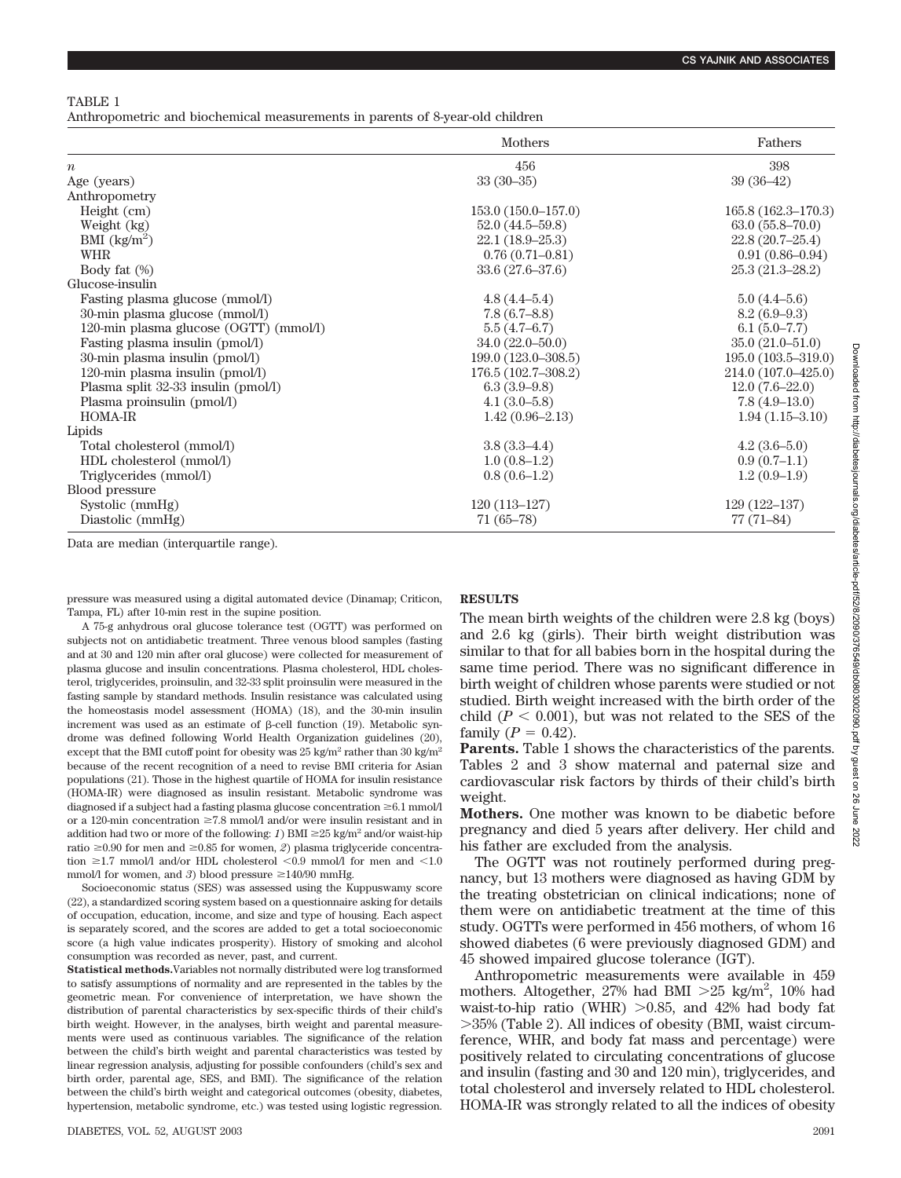TABLE 1

Anthropometric and biochemical measurements in parents of 8-year-old children

| | Mothers | Fathers |
|---|---|---|
| $n$ | 456 | 398 |
| Age (years) | 33 (30–35) | 39 (36–42) |
| Anthropometry | | |
| Height (cm) | 153.0 (150.0–157.0) | 165.8 (162.3–170.3) |
| Weight (kg) | 52.0 (44.5–59.8) | 63.0 (55.8–70.0) |
| BMI (kg/m$^2$) | 22.1 (18.9–25.3) | 22.8 (20.7–25.4) |
| WHR | 0.76 (0.71–0.81) | 0.91 (0.86–0.94) |
| Body fat (%) | 33.6 (27.6–37.6) | 25.3 (21.3–28.2) |
| Glucose-insulin | | |
| Fasting plasma glucose (mmol/l) | 4.8 (4.4–5.4) | 5.0 (4.4–5.6) |
| 30-min plasma glucose (mmol/l) | 7.8 (6.7–8.8) | 8.2 (6.9–9.3) |
| 120-min plasma glucose (OGTT) (mmol/l) | 5.5 (4.7–6.7) | 6.1 (5.0–7.7) |
| Fasting plasma insulin (pmol/l) | 34.0 (22.0–50.0) | 35.0 (21.0–51.0) |
| 30-min plasma insulin (pmol/l) | 199.0 (123.0–308.5) | 195.0 (103.5–319.0) |
| 120-min plasma insulin (pmol/l) | 176.5 (102.7–308.2) | 214.0 (107.0–425.0) |
| Plasma split 32-33 insulin (pmol/l) | 6.3 (3.9–9.8) | 12.0 (7.6–22.0) |
| Plasma proinsulin (pmol/l) | 4.1 (3.0–5.8) | 7.8 (4.9–13.0) |
| HOMA-IR | 1.42 (0.96–2.13) | 1.94 (1.15–3.10) |
| Lipids | | |
| Total cholesterol (mmol/l) | 3.8 (3.3–4.4) | 4.2 (3.6–5.0) |
| HDL cholesterol (mmol/l) | 1.0 (0.8–1.2) | 0.9 (0.7–1.1) |
| Triglycerides (mmol/l) | 0.8 (0.6–1.2) | 1.2 (0.9–1.9) |
| Blood pressure | | |
| Systolic (mmHg) | 120 (113–127) | 129 (122–137) |
| Diastolic (mmHg) | 71 (65–78) | 77 (71–84) |

Data are median (interquartile range).

pressure was measured using a digital automated device (Dinamap; Criticon, Tampa, FL) after 10-min rest in the supine position.

A 75-g anhydrous oral glucose tolerance test (OGTT) was performed on subjects not on antidiabetic treatment. Three venous blood samples (fasting and at 30 and 120 min after oral glucose) were collected for measurement of plasma glucose and insulin concentrations. Plasma cholesterol, HDL cholesterol, triglycerides, proinsulin, and 32-33 split proinsulin were measured in the fasting sample by standard methods. Insulin resistance was calculated using the homeostasis model assessment (HOMA) (18), and the 30-min insulin increment was used as an estimate of β-cell function (19). Metabolic syndrome was defined following World Health Organization guidelines (20), except that the BMI cutoff point for obesity was 25 kg/m$^2$ rather than 30 kg/m$^2$ because of the recent recognition of a need to revise BMI criteria for Asian populations (21). Those in the highest quartile of HOMA for insulin resistance (HOMA-IR) were diagnosed as insulin resistant. Metabolic syndrome was diagnosed if a subject had a fasting plasma glucose concentration ≥6.1 mmol/l or a 120-min concentration ≥7.8 mmol/l and/or were insulin resistant and in addition had two or more of the following: *1*) BMI ≥25 kg/m$^2$ and/or waist-hip ratio ≥0.90 for men and ≥0.85 for women, *2*) plasma triglyceride concentration ≥1.7 mmol/l and/or HDL cholesterol <0.9 mmol/l for men and <1.0 mmol/l for women, and *3*) blood pressure ≥140/90 mmHg.

Socioeconomic status (SES) was assessed using the Kuppuswamy score (22), a standardized scoring system based on a questionnaire asking for details of occupation, education, income, and size and type of housing. Each aspect is separately scored, and the scores are added to get a total socioeconomic score (a high value indicates prosperity). History of smoking and alcohol consumption was recorded as never, past, and current.

**Statistical methods.** Variables not normally distributed were log transformed to satisfy assumptions of normality and are represented in the tables by the geometric mean. For convenience of interpretation, we have shown the distribution of parental characteristics by sex-specific thirds of their child's birth weight. However, in the analyses, birth weight and parental measurements were used as continuous variables. The significance of the relation between the child's birth weight and parental characteristics was tested by linear regression analysis, adjusting for possible confounders (child's sex and birth order, parental age, SES, and BMI). The significance of the relation between the child's birth weight and categorical outcomes (obesity, diabetes, hypertension, metabolic syndrome, etc.) was tested using logistic regression.

## RESULTS

The mean birth weights of the children were 2.8 kg (boys) and 2.6 kg (girls). Their birth weight distribution was similar to that for all babies born in the hospital during the same time period. There was no significant difference in birth weight of children whose parents were studied or not studied. Birth weight increased with the birth order of the child ($P < 0.001$), but was not related to the SES of the family ($P = 0.42$).

**Parents.** Table 1 shows the characteristics of the parents. Tables 2 and 3 show maternal and paternal size and cardiovascular risk factors by thirds of their child's birth weight.

**Mothers.** One mother was known to be diabetic before pregnancy and died 5 years after delivery. Her child and his father are excluded from the analysis.

The OGTT was not routinely performed during pregnancy, but 13 mothers were diagnosed as having GDM by the treating obstetrician on clinical indications; none of them were on antidiabetic treatment at the time of this study. OGTTs were performed in 456 mothers, of whom 16 showed diabetes (6 were previously diagnosed GDM) and 45 showed impaired glucose tolerance (IGT).

Anthropometric measurements were available in 459 mothers. Altogether, 27% had BMI >25 kg/m$^2$, 10% had waist-to-hip ratio (WHR) >0.85, and 42% had body fat >35% (Table 2). All indices of obesity (BMI, waist circumference, WHR, and body fat mass and percentage) were positively related to circulating concentrations of glucose and insulin (fasting and 30 and 120 min), triglycerides, and total cholesterol and inversely related to HDL cholesterol. HOMA-IR was strongly related to all the indices of obesity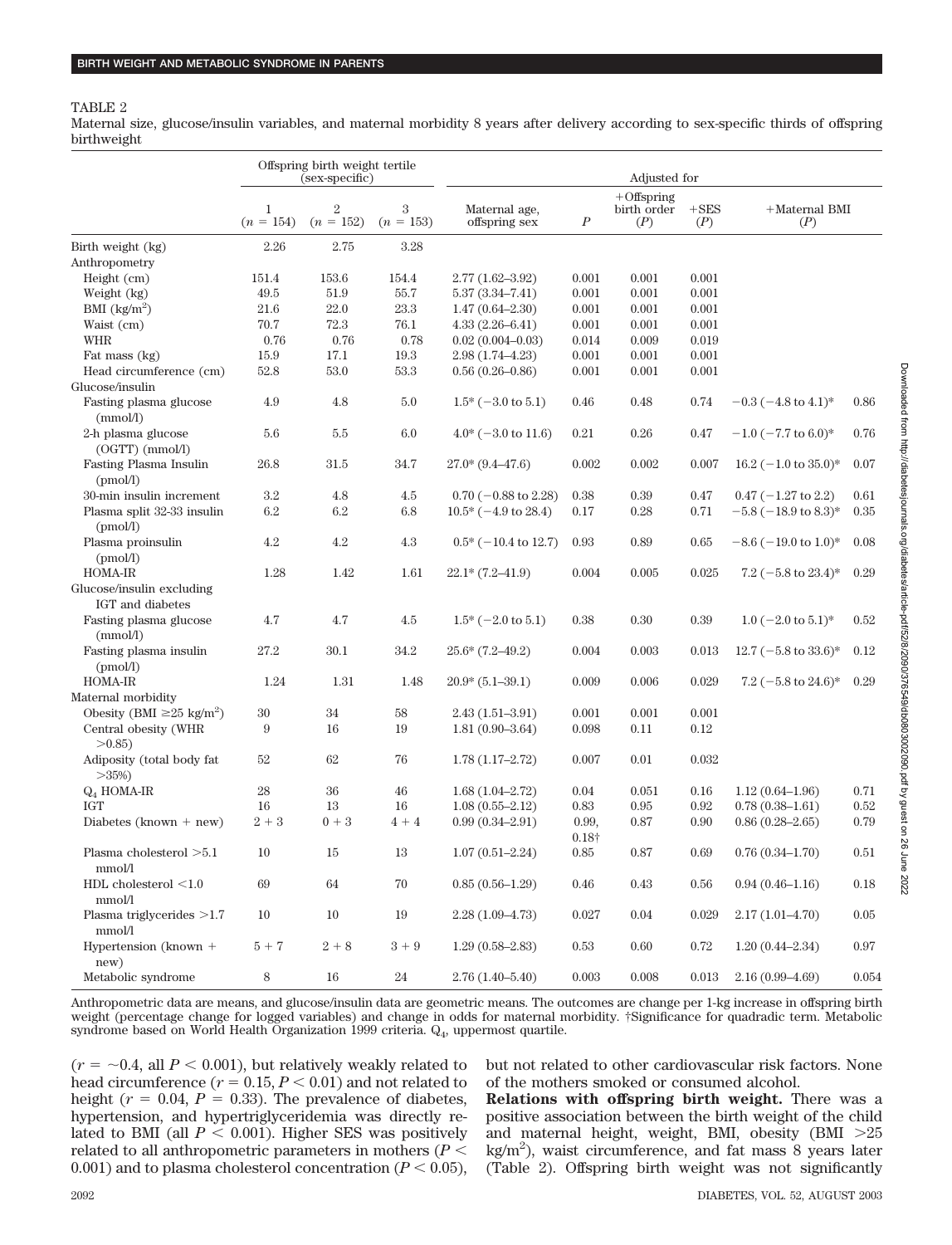TABLE 2

Maternal size, glucose/insulin variables, and maternal morbidity 8 years after delivery according to sex-specific thirds of offspring birthweight

| | Offspring birth weight tertile (sex-specific) | | | Adjusted for | | | | | |
|---|---|---|---|---|---|---|---|---|---|
| | 1 ($n$ = 154) | 2 ($n$ = 152) | 3 ($n$ = 153) | Maternal age, offspring sex | $P$ | +Offspring birth order ($P$) | +SES ($P$) | +Maternal BMI ($P$) | |
| Birth weight (kg) | 2.26 | 2.75 | 3.28 | | | | | | |
| Anthropometry | | | | | | | | | |
| Height (cm) | 151.4 | 153.6 | 154.4 | 2.77 (1.62–3.92) | 0.001 | 0.001 | 0.001 | | |
| Weight (kg) | 49.5 | 51.9 | 55.7 | 5.37 (3.34–7.41) | 0.001 | 0.001 | 0.001 | | |
| BMI (kg/m$^2$) | 21.6 | 22.0 | 23.3 | 1.47 (0.64–2.30) | 0.001 | 0.001 | 0.001 | | |
| Waist (cm) | 70.7 | 72.3 | 76.1 | 4.33 (2.26–6.41) | 0.001 | 0.001 | 0.001 | | |
| WHR | 0.76 | 0.76 | 0.78 | 0.02 (0.004–0.03) | 0.014 | 0.009 | 0.019 | | |
| Fat mass (kg) | 15.9 | 17.1 | 19.3 | 2.98 (1.74–4.23) | 0.001 | 0.001 | 0.001 | | |
| Head circumference (cm) | 52.8 | 53.0 | 53.3 | 0.56 (0.26–0.86) | 0.001 | 0.001 | 0.001 | | |
| Glucose/insulin | | | | | | | | | |
| Fasting plasma glucose (mmol/l) | 4.9 | 4.8 | 5.0 | 1.5* (−3.0 to 5.1) | 0.46 | 0.48 | 0.74 | −0.3 (−4.8 to 4.1)* | 0.86 |
| 2-h plasma glucose (OGTT) (mmol/l) | 5.6 | 5.5 | 6.0 | 4.0* (−3.0 to 11.6) | 0.21 | 0.26 | 0.47 | −1.0 (−7.7 to 6.0)* | 0.76 |
| Fasting Plasma Insulin (pmol/l) | 26.8 | 31.5 | 34.7 | 27.0* (9.4–47.6) | 0.002 | 0.002 | 0.007 | 16.2 (−1.0 to 35.0)* | 0.07 |
| 30-min insulin increment | 3.2 | 4.8 | 4.5 | 0.70 (−0.88 to 2.28) | 0.38 | 0.39 | 0.47 | 0.47 (−1.27 to 2.2) | 0.61 |
| Plasma split 32-33 insulin (pmol/l) | 6.2 | 6.2 | 6.8 | 10.5* (−4.9 to 28.4) | 0.17 | 0.28 | 0.71 | −5.8 (−18.9 to 8.3)* | 0.35 |
| Plasma proinsulin (pmol/l) | 4.2 | 4.2 | 4.3 | 0.5* (−10.4 to 12.7) | 0.93 | 0.89 | 0.65 | −8.6 (−19.0 to 1.0)* | 0.08 |
| HOMA-IR | 1.28 | 1.42 | 1.61 | 22.1* (7.2–41.9) | 0.004 | 0.005 | 0.025 | 7.2 (−5.8 to 23.4)* | 0.29 |
| Glucose/insulin excluding IGT and diabetes | | | | | | | | | |
| Fasting plasma glucose (mmol/l) | 4.7 | 4.7 | 4.5 | 1.5* (−2.0 to 5.1) | 0.38 | 0.30 | 0.39 | 1.0 (−2.0 to 5.1)* | 0.52 |
| Fasting plasma insulin (pmol/l) | 27.2 | 30.1 | 34.2 | 25.6* (7.2–49.2) | 0.004 | 0.003 | 0.013 | 12.7 (−5.8 to 33.6)* | 0.12 |
| HOMA-IR | 1.24 | 1.31 | 1.48 | 20.9* (5.1–39.1) | 0.009 | 0.006 | 0.029 | 7.2 (−5.8 to 24.6)* | 0.29 |
| Maternal morbidity | | | | | | | | | |
| Obesity (BMI ≥25 kg/m$^2$) | 30 | 34 | 58 | 2.43 (1.51–3.91) | 0.001 | 0.001 | 0.001 | | |
| Central obesity (WHR >0.85) | 9 | 16 | 19 | 1.81 (0.90–3.64) | 0.098 | 0.11 | 0.12 | | |
| Adiposity (total body fat >35%) | 52 | 62 | 76 | 1.78 (1.17–2.72) | 0.007 | 0.01 | 0.032 | | |
| $Q_4$ HOMA-IR | 28 | 36 | 46 | 1.68 (1.04–2.72) | 0.04 | 0.051 | 0.16 | 1.12 (0.64–1.96) | 0.71 |
| IGT | 16 | 13 | 16 | 1.08 (0.55–2.12) | 0.83 | 0.95 | 0.92 | 0.78 (0.38–1.61) | 0.52 |
| Diabetes (known + new) | 2 + 3 | 0 + 3 | 4 + 4 | 0.99 (0.34–2.91) | 0.99, 0.18† | 0.87 | 0.90 | 0.86 (0.28–2.65) | 0.79 |
| Plasma cholesterol >5.1 mmol/l | 10 | 15 | 13 | 1.07 (0.51–2.24) | 0.85 | 0.87 | 0.69 | 0.76 (0.34–1.70) | 0.51 |
| HDL cholesterol <1.0 mmol/l | 69 | 64 | 70 | 0.85 (0.56–1.29) | 0.46 | 0.43 | 0.56 | 0.94 (0.46–1.16) | 0.18 |
| Plasma triglycerides >1.7 mmol/l | 10 | 10 | 19 | 2.28 (1.09–4.73) | 0.027 | 0.04 | 0.029 | 2.17 (1.01–4.70) | 0.05 |
| Hypertension (known + new) | 5 + 7 | 2 + 8 | 3 + 9 | 1.29 (0.58–2.83) | 0.53 | 0.60 | 0.72 | 1.20 (0.44–2.34) | 0.97 |
| Metabolic syndrome | 8 | 16 | 24 | 2.76 (1.40–5.40) | 0.003 | 0.008 | 0.013 | 2.16 (0.99–4.69) | 0.054 |

Anthropometric data are means, and glucose/insulin data are geometric means. The outcomes are change per 1-kg increase in offspring birth weight (percentage change for logged variables) and change in odds for maternal morbidity. †Significance for quadradic term. Metabolic syndrome based on World Health Organization 1999 criteria. $Q_4$, uppermost quartile.

($r$ = ~0.4, all $P < 0.001$), but relatively weakly related to head circumference ($r = 0.15$, $P < 0.01$) and not related to height ($r = 0.04$, $P = 0.33$). The prevalence of diabetes, hypertension, and hypertriglyceridemia was directly related to BMI (all $P < 0.001$). Higher SES was positively related to all anthropometric parameters in mothers ($P < 0.001$) and to plasma cholesterol concentration ($P < 0.05$), but not related to other cardiovascular risk factors. None of the mothers smoked or consumed alcohol.

**Relations with offspring birth weight.** There was a positive association between the birth weight of the child and maternal height, weight, BMI, obesity (BMI >25 kg/m$^2$), waist circumference, and fat mass 8 years later (Table 2). Offspring birth weight was not significantly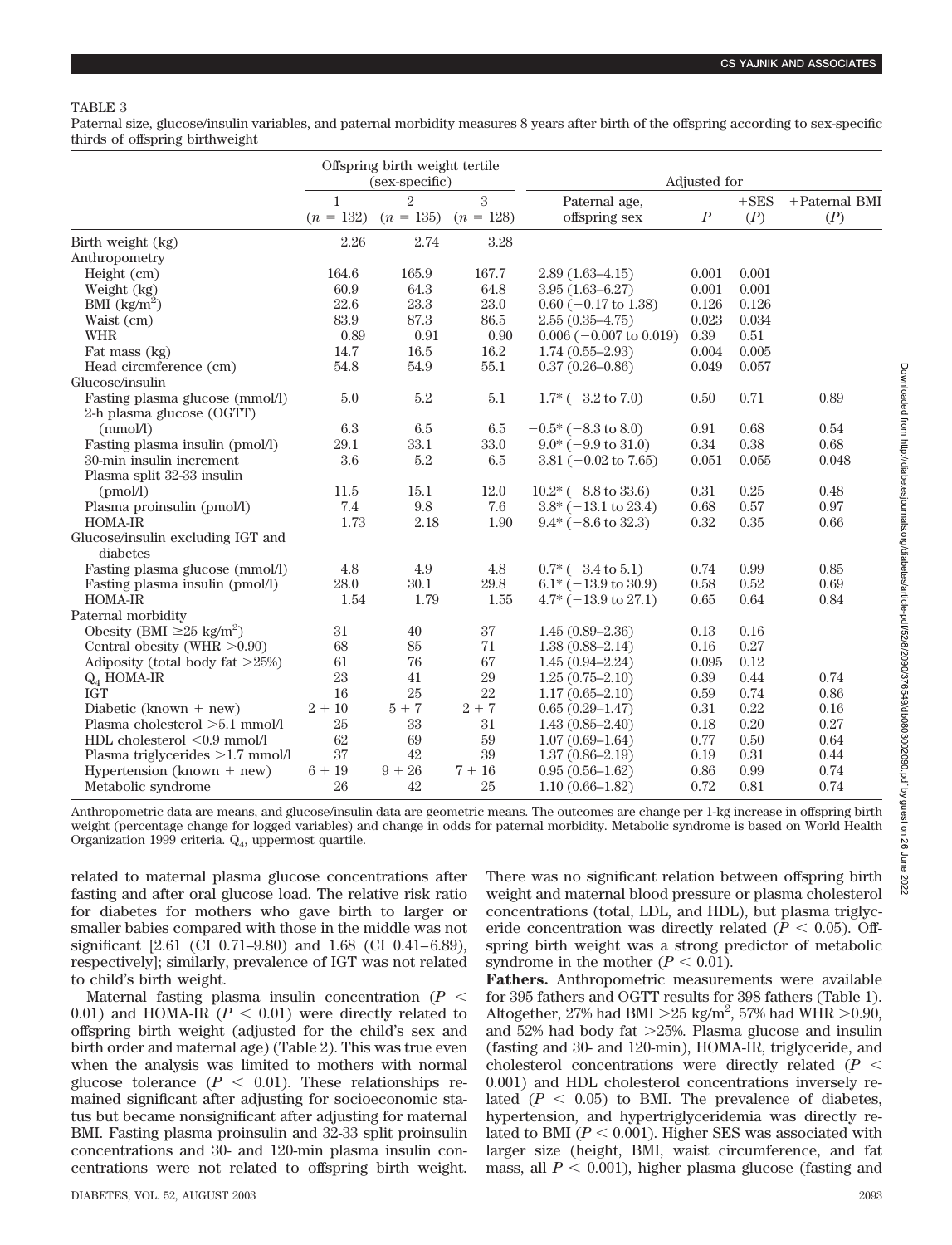TABLE 3

Paternal size, glucose/insulin variables, and paternal morbidity measures 8 years after birth of the offspring according to sex-specific thirds of offspring birthweight

| | Offspring birth weight tertile (sex-specific) | | | Adjusted for | | | |
|---|---|---|---|---|---|---|---|
| | 1 ($n$ = 132) | 2 ($n$ = 135) | 3 ($n$ = 128) | Paternal age, offspring sex | $P$ | +SES ($P$) | +Paternal BMI ($P$) |
| Birth weight (kg) | 2.26 | 2.74 | 3.28 | | | | |
| Anthropometry | | | | | | | |
| Height (cm) | 164.6 | 165.9 | 167.7 | 2.89 (1.63–4.15) | 0.001 | 0.001 | |
| Weight (kg) | 60.9 | 64.3 | 64.8 | 3.95 (1.63–6.27) | 0.001 | 0.001 | |
| BMI (kg/m$^2$) | 22.6 | 23.3 | 23.0 | 0.60 (−0.17 to 1.38) | 0.126 | 0.126 | |
| Waist (cm) | 83.9 | 87.3 | 86.5 | 2.55 (0.35–4.75) | 0.023 | 0.034 | |
| WHR | 0.89 | 0.91 | 0.90 | 0.006 (−0.007 to 0.019) | 0.39 | 0.51 | |
| Fat mass (kg) | 14.7 | 16.5 | 16.2 | 1.74 (0.55–2.93) | 0.004 | 0.005 | |
| Head circmference (cm) | 54.8 | 54.9 | 55.1 | 0.37 (0.26–0.86) | 0.049 | 0.057 | |
| Glucose/insulin | | | | | | | |
| Fasting plasma glucose (mmol/l) | 5.0 | 5.2 | 5.1 | 1.7* (−3.2 to 7.0) | 0.50 | 0.71 | 0.89 |
| 2-h plasma glucose (OGTT) (mmol/l) | 6.3 | 6.5 | 6.5 | −0.5* (−8.3 to 8.0) | 0.91 | 0.68 | 0.54 |
| Fasting plasma insulin (pmol/l) | 29.1 | 33.1 | 33.0 | 9.0* (−9.9 to 31.0) | 0.34 | 0.38 | 0.68 |
| 30-min insulin increment | 3.6 | 5.2 | 6.5 | 3.81 (−0.02 to 7.65) | 0.051 | 0.055 | 0.048 |
| Plasma split 32-33 insulin (pmol/l) | 11.5 | 15.1 | 12.0 | 10.2* (−8.8 to 33.6) | 0.31 | 0.25 | 0.48 |
| Plasma proinsulin (pmol/l) | 7.4 | 9.8 | 7.6 | 3.8* (−13.1 to 23.4) | 0.68 | 0.57 | 0.97 |
| HOMA-IR | 1.73 | 2.18 | 1.90 | 9.4* (−8.6 to 32.3) | 0.32 | 0.35 | 0.66 |
| Glucose/insulin excluding IGT and diabetes | | | | | | | |
| Fasting plasma glucose (mmol/l) | 4.8 | 4.9 | 4.8 | 0.7* (−3.4 to 5.1) | 0.74 | 0.99 | 0.85 |
| Fasting plasma insulin (pmol/l) | 28.0 | 30.1 | 29.8 | 6.1* (−13.9 to 30.9) | 0.58 | 0.52 | 0.69 |
| HOMA-IR | 1.54 | 1.79 | 1.55 | 4.7* (−13.9 to 27.1) | 0.65 | 0.64 | 0.84 |
| Paternal morbidity | | | | | | | |
| Obesity (BMI ≥25 kg/m$^2$) | 31 | 40 | 37 | 1.45 (0.89–2.36) | 0.13 | 0.16 | |
| Central obesity (WHR >0.90) | 68 | 85 | 71 | 1.38 (0.88–2.14) | 0.16 | 0.27 | |
| Adiposity (total body fat >25%) | 61 | 76 | 67 | 1.45 (0.94–2.24) | 0.095 | 0.12 | |
| $Q_4$ HOMA-IR | 23 | 41 | 29 | 1.25 (0.75–2.10) | 0.39 | 0.44 | 0.74 |
| IGT | 16 | 25 | 22 | 1.17 (0.65–2.10) | 0.59 | 0.74 | 0.86 |
| Diabetic (known + new) | 2 + 10 | 5 + 7 | 2 + 7 | 0.65 (0.29–1.47) | 0.31 | 0.22 | 0.16 |
| Plasma cholesterol >5.1 mmol/l | 25 | 33 | 31 | 1.43 (0.85–2.40) | 0.18 | 0.20 | 0.27 |
| HDL cholesterol <0.9 mmol/l | 62 | 69 | 59 | 1.07 (0.69–1.64) | 0.77 | 0.50 | 0.64 |
| Plasma triglycerides >1.7 mmol/l | 37 | 42 | 39 | 1.37 (0.86–2.19) | 0.19 | 0.31 | 0.44 |
| Hypertension (known + new) | 6 + 19 | 9 + 26 | 7 + 16 | 0.95 (0.56–1.62) | 0.86 | 0.99 | 0.74 |
| Metabolic syndrome | 26 | 42 | 25 | 1.10 (0.66–1.82) | 0.72 | 0.81 | 0.74 |

Anthropometric data are means, and glucose/insulin data are geometric means. The outcomes are change per 1-kg increase in offspring birth weight (percentage change for logged variables) and change in odds for paternal morbidity. Metabolic syndrome is based on World Health Organization 1999 criteria. $Q_4$, uppermost quartile.

related to maternal plasma glucose concentrations after fasting and after oral glucose load. The relative risk ratio for diabetes for mothers who gave birth to larger or smaller babies compared with those in the middle was not significant [2.61 (CI 0.71–9.80) and 1.68 (CI 0.41–6.89), respectively]; similarly, prevalence of IGT was not related to child's birth weight.

Maternal fasting plasma insulin concentration ($P < 0.01$) and HOMA-IR ($P < 0.01$) were directly related to offspring birth weight (adjusted for the child's sex and birth order and maternal age) (Table 2). This was true even when the analysis was limited to mothers with normal glucose tolerance ($P < 0.01$). These relationships remained significant after adjusting for socioeconomic status but became nonsignificant after adjusting for maternal BMI. Fasting plasma proinsulin and 32-33 split proinsulin concentrations and 30- and 120-min plasma insulin concentrations were not related to offspring birth weight. There was no significant relation between offspring birth weight and maternal blood pressure or plasma cholesterol concentrations (total, LDL, and HDL), but plasma triglyceride concentration was directly related ($P < 0.05$). Offspring birth weight was a strong predictor of metabolic syndrome in the mother ($P < 0.01$).

**Fathers.** Anthropometric measurements were available for 395 fathers and OGTT results for 398 fathers (Table 1). Altogether, 27% had BMI >25 kg/m$^2$, 57% had WHR >0.90, and 52% had body fat >25%. Plasma glucose and insulin (fasting and 30- and 120-min), HOMA-IR, triglyceride, and cholesterol concentrations were directly related ($P < 0.001$) and HDL cholesterol concentrations inversely related ($P < 0.05$) to BMI. The prevalence of diabetes, hypertension, and hypertriglyceridemia was directly related to BMI ($P < 0.001$). Higher SES was associated with larger size (height, BMI, waist circumference, and fat mass, all $P < 0.001$), higher plasma glucose (fasting and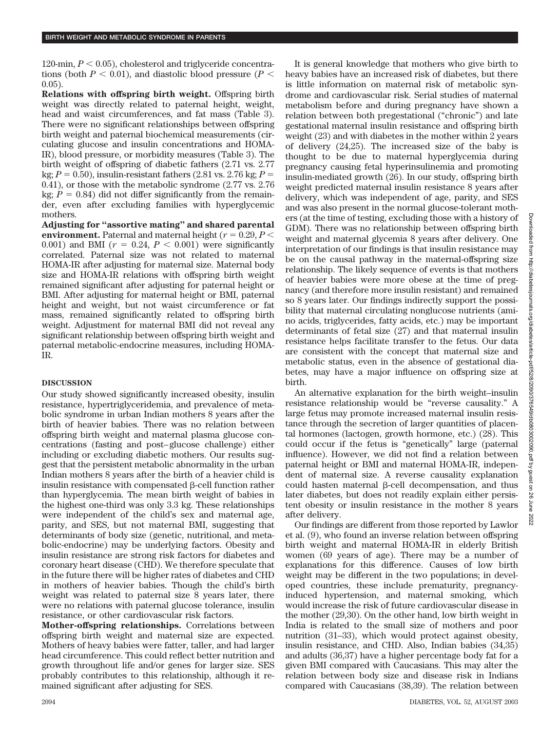120-min, $P < 0.05$), cholesterol and triglyceride concentrations (both $P < 0.01$), and diastolic blood pressure ($P < 0.05$).

**Relations with offspring birth weight.** Offspring birth weight was directly related to paternal height, weight, head and waist circumferences, and fat mass (Table 3). There were no significant relationships between offspring birth weight and paternal biochemical measurements (circulating glucose and insulin concentrations and HOMA-IR), blood pressure, or morbidity measures (Table 3). The birth weight of offspring of diabetic fathers (2.71 vs. 2.77 kg; $P = 0.50$), insulin-resistant fathers (2.81 vs. 2.76 kg; $P = 0.41$), or those with the metabolic syndrome (2.77 vs. 2.76 kg; $P = 0.84$) did not differ significantly from the remainder, even after excluding families with hyperglycemic mothers.

**Adjusting for "assortive mating" and shared parental environment.** Paternal and maternal height ($r = 0.29$, $P < 0.001$) and BMI ($r = 0.24$, $P < 0.001$) were significantly correlated. Paternal size was not related to maternal HOMA-IR after adjusting for maternal size. Maternal body size and HOMA-IR relations with offspring birth weight remained significant after adjusting for paternal height or BMI. After adjusting for maternal height or BMI, paternal height and weight, but not waist circumference or fat mass, remained significantly related to offspring birth weight. Adjustment for maternal BMI did not reveal any significant relationship between offspring birth weight and paternal metabolic-endocrine measures, including HOMA-IR.

## DISCUSSION

Our study showed significantly increased obesity, insulin resistance, hypertriglyceridemia, and prevalence of metabolic syndrome in urban Indian mothers 8 years after the birth of heavier babies. There was no relation between offspring birth weight and maternal plasma glucose concentrations (fasting and post–glucose challenge) either including or excluding diabetic mothers. Our results suggest that the persistent metabolic abnormality in the urban Indian mothers 8 years after the birth of a heavier child is insulin resistance with compensated β-cell function rather than hyperglycemia. The mean birth weight of babies in the highest one-third was only 3.3 kg. These relationships were independent of the child's sex and maternal age, parity, and SES, but not maternal BMI, suggesting that determinants of body size (genetic, nutritional, and metabolic-endocrine) may be underlying factors. Obesity and insulin resistance are strong risk factors for diabetes and coronary heart disease (CHD). We therefore speculate that in the future there will be higher rates of diabetes and CHD in mothers of heavier babies. Though the child's birth weight was related to paternal size 8 years later, there were no relations with paternal glucose tolerance, insulin resistance, or other cardiovascular risk factors.

**Mother-offspring relationships.** Correlations between offspring birth weight and maternal size are expected. Mothers of heavy babies were fatter, taller, and had larger head circumference. This could reflect better nutrition and growth throughout life and/or genes for larger size. SES probably contributes to this relationship, although it remained significant after adjusting for SES.

It is general knowledge that mothers who give birth to heavy babies have an increased risk of diabetes, but there is little information on maternal risk of metabolic syndrome and cardiovascular risk. Serial studies of maternal metabolism before and during pregnancy have shown a relation between both pregestational ("chronic") and late gestational maternal insulin resistance and offspring birth weight (23) and with diabetes in the mother within 2 years of delivery (24,25). The increased size of the baby is thought to be due to maternal hyperglycemia during pregnancy causing fetal hyperinsulinemia and promoting insulin-mediated growth (26). In our study, offspring birth weight predicted maternal insulin resistance 8 years after delivery, which was independent of age, parity, and SES and was also present in the normal glucose-tolerant mothers (at the time of testing, excluding those with a history of GDM). There was no relationship between offspring birth weight and maternal glycemia 8 years after delivery. One interpretation of our findings is that insulin resistance may be on the causal pathway in the maternal-offspring size relationship. The likely sequence of events is that mothers of heavier babies were more obese at the time of pregnancy (and therefore more insulin resistant) and remained so 8 years later. Our findings indirectly support the possibility that maternal circulating nonglucose nutrients (amino acids, triglycerides, fatty acids, etc.) may be important determinants of fetal size (27) and that maternal insulin resistance helps facilitate transfer to the fetus. Our data are consistent with the concept that maternal size and metabolic status, even in the absence of gestational diabetes, may have a major influence on offspring size at birth.

An alternative explanation for the birth weight–insulin resistance relationship would be "reverse causality." A large fetus may promote increased maternal insulin resistance through the secretion of larger quantities of placental hormones (lactogen, growth hormone, etc.) (28). This could occur if the fetus is "genetically" large (paternal influence). However, we did not find a relation between paternal height or BMI and maternal HOMA-IR, independent of maternal size. A reverse causality explanation could hasten maternal β-cell decompensation, and thus later diabetes, but does not readily explain either persistent obesity or insulin resistance in the mother 8 years after delivery.

Our findings are different from those reported by Lawlor et al. (9), who found an inverse relation between offspring birth weight and maternal HOMA-IR in elderly British women (69 years of age). There may be a number of explanations for this difference. Causes of low birth weight may be different in the two populations; in developed countries, these include prematurity, pregnancy-induced hypertension, and maternal smoking, which would increase the risk of future cardiovascular disease in the mother (29,30). On the other hand, low birth weight in India is related to the small size of mothers and poor nutrition (31–33), which would protect against obesity, insulin resistance, and CHD. Also, Indian babies (34,35) and adults (36,37) have a higher percentage body fat for a given BMI compared with Caucasians. This may alter the relation between body size and disease risk in Indians compared with Caucasians (38,39). The relation between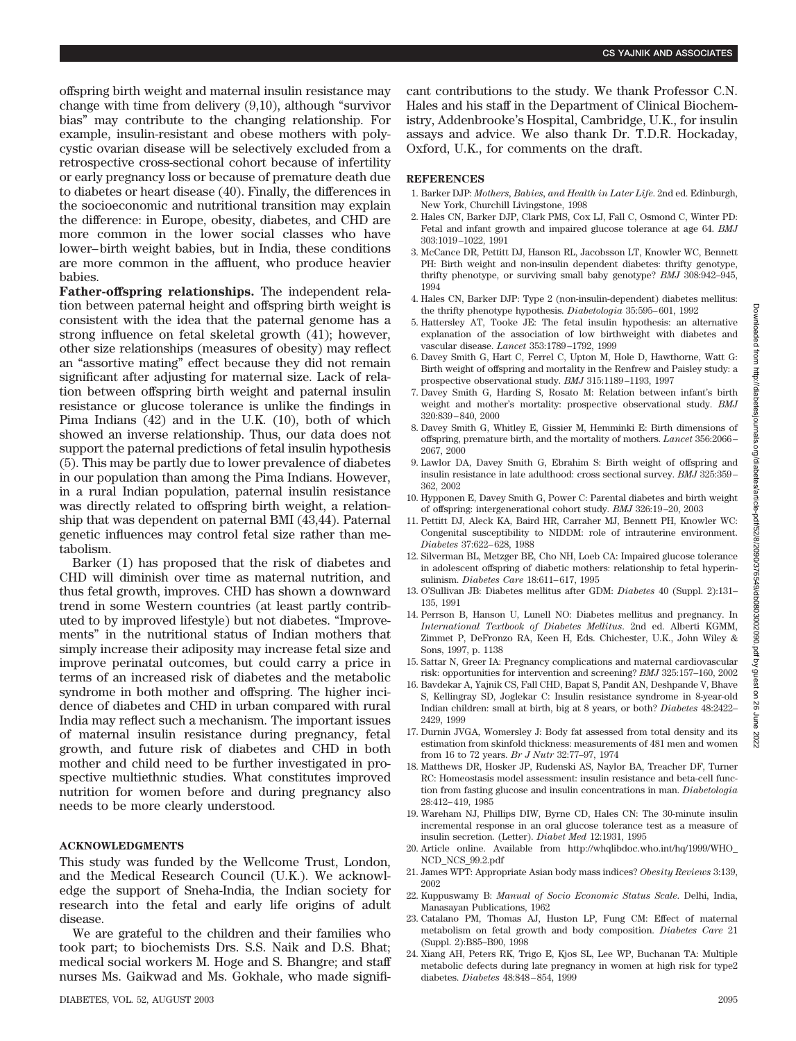offspring birth weight and maternal insulin resistance may change with time from delivery (9,10), although "survivor bias" may contribute to the changing relationship. For example, insulin-resistant and obese mothers with polycystic ovarian disease will be selectively excluded from a retrospective cross-sectional cohort because of infertility or early pregnancy loss or because of premature death due to diabetes or heart disease (40). Finally, the differences in the socioeconomic and nutritional transition may explain the difference: in Europe, obesity, diabetes, and CHD are more common in the lower social classes who have lower–birth weight babies, but in India, these conditions are more common in the affluent, who produce heavier babies.

**Father-offspring relationships.** The independent relation between paternal height and offspring birth weight is consistent with the idea that the paternal genome has a strong influence on fetal skeletal growth (41); however, other size relationships (measures of obesity) may reflect an "assortive mating" effect because they did not remain significant after adjusting for maternal size. Lack of relation between offspring birth weight and paternal insulin resistance or glucose tolerance is unlike the findings in Pima Indians (42) and in the U.K. (10), both of which showed an inverse relationship. Thus, our data does not support the paternal predictions of fetal insulin hypothesis (5). This may be partly due to lower prevalence of diabetes in our population than among the Pima Indians. However, in a rural Indian population, paternal insulin resistance was directly related to offspring birth weight, a relationship that was dependent on paternal BMI (43,44). Paternal genetic influences may control fetal size rather than metabolism.

Barker (1) has proposed that the risk of diabetes and CHD will diminish over time as maternal nutrition, and thus fetal growth, improves. CHD has shown a downward trend in some Western countries (at least partly contributed to by improved lifestyle) but not diabetes. "Improvements" in the nutritional status of Indian mothers that simply increase their adiposity may increase fetal size and improve perinatal outcomes, but could carry a price in terms of an increased risk of diabetes and the metabolic syndrome in both mother and offspring. The higher incidence of diabetes and CHD in urban compared with rural India may reflect such a mechanism. The important issues of maternal insulin resistance during pregnancy, fetal growth, and future risk of diabetes and CHD in both mother and child need to be further investigated in prospective multiethnic studies. What constitutes improved nutrition for women before and during pregnancy also needs to be more clearly understood.

## ACKNOWLEDGMENTS

This study was funded by the Wellcome Trust, London, and the Medical Research Council (U.K.). We acknowledge the support of Sneha-India, the Indian society for research into the fetal and early life origins of adult disease.

We are grateful to the children and their families who took part; to biochemists Drs. S.S. Naik and D.S. Bhat; medical social workers M. Hoge and S. Bhangre; and staff nurses Ms. Gaikwad and Ms. Gokhale, who made significant contributions to the study. We thank Professor C.N. Hales and his staff in the Department of Clinical Biochemistry, Addenbrooke's Hospital, Cambridge, U.K., for insulin assays and advice. We also thank Dr. T.D.R. Hockaday, Oxford, U.K., for comments on the draft.

## REFERENCES

1. Barker DJP: *Mothers, Babies, and Health in Later Life*. 2nd ed. Edinburgh, New York, Churchill Livingstone, 1998
2. Hales CN, Barker DJP, Clark PMS, Cox LJ, Fall C, Osmond C, Winter PD: Fetal and infant growth and impaired glucose tolerance at age 64. *BMJ* 303:1019–1022, 1991
3. McCance DR, Pettitt DJ, Hanson RL, Jacobsson LT, Knowler WC, Bennett PH: Birth weight and non-insulin dependent diabetes: thrifty genotype, thrifty phenotype, or surviving small baby genotype? *BMJ* 308:942–945, 1994
4. Hales CN, Barker DJP: Type 2 (non-insulin-dependent) diabetes mellitus: the thrifty phenotype hypothesis. *Diabetologia* 35:595–601, 1992
5. Hattersley AT, Tooke JE: The fetal insulin hypothesis: an alternative explanation of the association of low birthweight with diabetes and vascular disease. *Lancet* 353:1789–1792, 1999
6. Davey Smith G, Hart C, Ferrel C, Upton M, Hole D, Hawthorne, Watt G: Birth weight of offspring and mortality in the Renfrew and Paisley study: a prospective observational study. *BMJ* 315:1189–1193, 1997
7. Davey Smith G, Harding S, Rosato M: Relation between infant's birth weight and mother's mortality: prospective observational study. *BMJ* 320:839–840, 2000
8. Davey Smith G, Whitley E, Gissier M, Hemminki E: Birth dimensions of offspring, premature birth, and the mortality of mothers. *Lancet* 356:2066–2067, 2000
9. Lawlor DA, Davey Smith G, Ebrahim S: Birth weight of offspring and insulin resistance in late adulthood: cross sectional survey. *BMJ* 325:359–362, 2002
10. Hypponen E, Davey Smith G, Power C: Parental diabetes and birth weight of offspring: intergenerational cohort study. *BMJ* 326:19–20, 2003
11. Pettitt DJ, Aleck KA, Baird HR, Carraher MJ, Bennett PH, Knowler WC: Congenital susceptibility to NIDDM: role of intrauterine environment. *Diabetes* 37:622–628, 1988
12. Silverman BL, Metzger BE, Cho NH, Loeb CA: Impaired glucose tolerance in adolescent offspring of diabetic mothers: relationship to fetal hyperinsulinism. *Diabetes Care* 18:611–617, 1995
13. O'Sullivan JB: Diabetes mellitus after GDM: *Diabetes* 40 (Suppl. 2):131–135, 1991
14. Perrson B, Hanson U, Lunell NO: Diabetes mellitus and pregnancy. In *International Textbook of Diabetes Mellitus*. 2nd ed. Alberti KGMM, Zimmet P, DeFronzo RA, Keen H, Eds. Chichester, U.K., John Wiley & Sons, 1997, p. 1138
15. Sattar N, Greer IA: Pregnancy complications and maternal cardiovascular risk: opportunities for intervention and screening? *BMJ* 325:157–160, 2002
16. Bavdekar A, Yajnik CS, Fall CHD, Bapat S, Pandit AN, Deshpande V, Bhave S, Kellingray SD, Joglekar C: Insulin resistance syndrome in 8-year-old Indian children: small at birth, big at 8 years, or both? *Diabetes* 48:2422–2429, 1999
17. Durnin JVGA, Womersley J: Body fat assessed from total density and its estimation from skinfold thickness: measurements of 481 men and women from 16 to 72 years. *Br J Nutr* 32:77–97, 1974
18. Matthews DR, Hosker JP, Rudenski AS, Naylor BA, Treacher DF, Turner RC: Homeostasis model assessment: insulin resistance and beta-cell function from fasting glucose and insulin concentrations in man. *Diabetologia* 28:412–419, 1985
19. Wareham NJ, Phillips DIW, Byrne CD, Hales CN: The 30-minute insulin incremental response in an oral glucose tolerance test as a measure of insulin secretion. (Letter). *Diabet Med* 12:1931, 1995
20. Article online. Available from http://whqlibdoc.who.int/hq/1999/WHO_NCD_NCS_99.2.pdf
21. James WPT: Appropriate Asian body mass indices? *Obesity Reviews* 3:139, 2002
22. Kuppuswamy B: *Manual of Socio Economic Status Scale*. Delhi, India, Manasayan Publications, 1962
23. Catalano PM, Thomas AJ, Huston LP, Fung CM: Effect of maternal metabolism on fetal growth and body composition. *Diabetes Care* 21 (Suppl. 2):B85–B90, 1998
24. Xiang AH, Peters RK, Trigo E, Kjos SL, Lee WP, Buchanan TA: Multiple metabolic defects during late pregnancy in women at high risk for type2 diabetes. *Diabetes* 48:848–854, 1999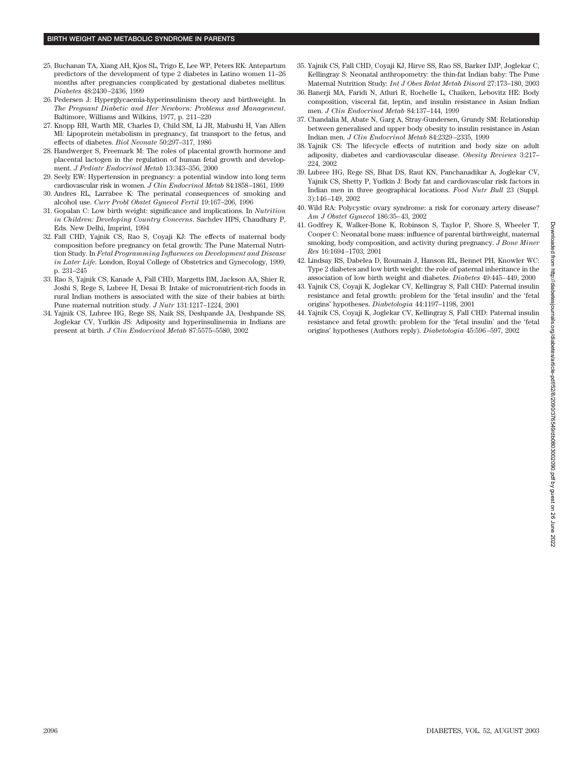25. Buchanan TA, Xiang AH, Kjos SL, Trigo E, Lee WP, Peters RK: Antepartum predictors of the development of type 2 diabetes in Latino women 11–26 months after pregnancies complicated by gestational diabetes mellitus. *Diabetes* 48:2430–2436, 1999
26. Pedersen J: Hyperglycaemia-hyperinsulinism theory and birthweight. In *The Pregnant Diabetic and Her Newborn: Problems and Management*. Baltimore, Williams and Wilkins, 1977, p. 211–220
27. Knopp RH, Warth MR, Charles D, Child SM, Li JR, Mabushi H, Van Allen MI: Lipoprotein metabolism in pregnancy, fat transport to the fetus, and effects of diabetes. *Biol Neonate* 50:297–317, 1986
28. Handwerger S, Freemark M: The roles of placental growth hormone and placental lactogen in the regulation of human fetal growth and development. *J Pediatr Endocrinol Metab* 13:343–356, 2000
29. Seely EW: Hypertension in pregnancy: a potential window into long term cardiovascular risk in women. *J Clin Endocrinol Metab* 84:1858–1861, 1999
30. Andres RL, Larrabee K: The perinatal consequences of smoking and alcohol use. *Curr Probl Obstet Gynecol Fertil* 19:167–206, 1996
31. Gopalan C: Low birth weight: significance and implications. In *Nutrition in Children: Developing Country Concerns*. Sachdev HPS, Chaudhary P, Eds. New Delhi, Imprint, 1994
32. Fall CHD, Yajnik CS, Rao S, Coyaji KJ: The effects of maternal body composition before pregnancy on fetal growth: The Pune Maternal Nutrition Study. In *Fetal Programming Influences on Development and Disease in Later Life*. London, Royal College of Obstetrics and Gynecology, 1999, p. 231–245
33. Rao S, Yajnik CS, Kanade A, Fall CHD, Margetts BM, Jackson AA, Shier R, Joshi S, Rege S, Lubree H, Desai B: Intake of micronutrient-rich foods in rural Indian mothers is associated with the size of their babies at birth: Pune maternal nutrition study. *J Nutr* 131:1217–1224, 2001
34. Yajnik CS, Lubree HG, Rege SS, Naik SS, Deshpande JA, Deshpande SS, Joglekar CV, Yudkin JS: Adiposity and hyperinsulinemia in Indians are present at birth. *J Clin Endocrinol Metab* 87:5575–5580, 2002
35. Yajnik CS, Fall CHD, Coyaji KJ, Hirve SS, Rao SS, Barker DJP, Joglekar C, Kellingray S: Neonatal anthropometry: the thin-fat Indian baby: The Pune Maternal Nutrition Study: *Int J Obes Relat Metab Disord* 27:173–180, 2003
36. Banerji MA, Faridi N, Atluri R, Rochelle L, Chaiken, Lebovitz HE: Body composition, visceral fat, leptin, and insulin resistance in Asian Indian men. *J Clin Endocrinol Metab* 84:137–144, 1999
37. Chandalia M, Abate N, Garg A, Stray-Gundersen, Grundy SM: Relationship between generalised and upper body obesity to insulin resistance in Asian Indian men. *J Clin Endocrinol Metab* 84:2329–2335, 1999
38. Yajnik CS: The lifecycle effects of nutrition and body size on adult adiposity, diabetes and cardiovascular disease. *Obesity Reviews* 3:217–224, 2002
39. Lubree HG, Rege SS, Bhat DS, Raut KN, Panchanadikar A, Joglekar CV, Yajnik CS, Shetty P, Yudkin J: Body fat and cardiovascular risk factors in Indian men in three geographical locations. *Food Nutr Bull* 23 (Suppl. 3):146–149, 2002
40. Wild RA: Polycystic ovary syndrome: a risk for coronary artery disease? *Am J Obstet Gynecol* 186:35–43, 2002
41. Godfrey K, Walker-Bone K, Robinson S, Taylor P, Shore S, Wheeler T, Cooper C: Neonatal bone mass: influence of parental birthweight, maternal smoking, body composition, and activity during pregnancy. *J Bone Miner Res* 16:1694–1703, 2001
42. Lindsay RS, Dabelea D, Roumain J, Hanson RL, Bennet PH, Knowler WC: Type 2 diabetes and low birth weight: the role of paternal inheritance in the association of low birth weight and diabetes. *Diabetes* 49:445–449, 2000
43. Yajnik CS, Coyaji K, Joglekar CV, Kellingray S, Fall CHD: Paternal insulin resistance and fetal growth: problem for the 'fetal insulin' and the 'fetal origins' hypotheses. *Diabetologia* 44:1197–1198, 2001
44. Yajnik CS, Coyaji K, Joglekar CV, Kellingray S, Fall CHD: Paternal insulin resistance and fetal growth: problem for the 'fetal insulin' and the 'fetal origins' hypotheses (Authors reply). *Diabetologia* 45:596–597, 2002